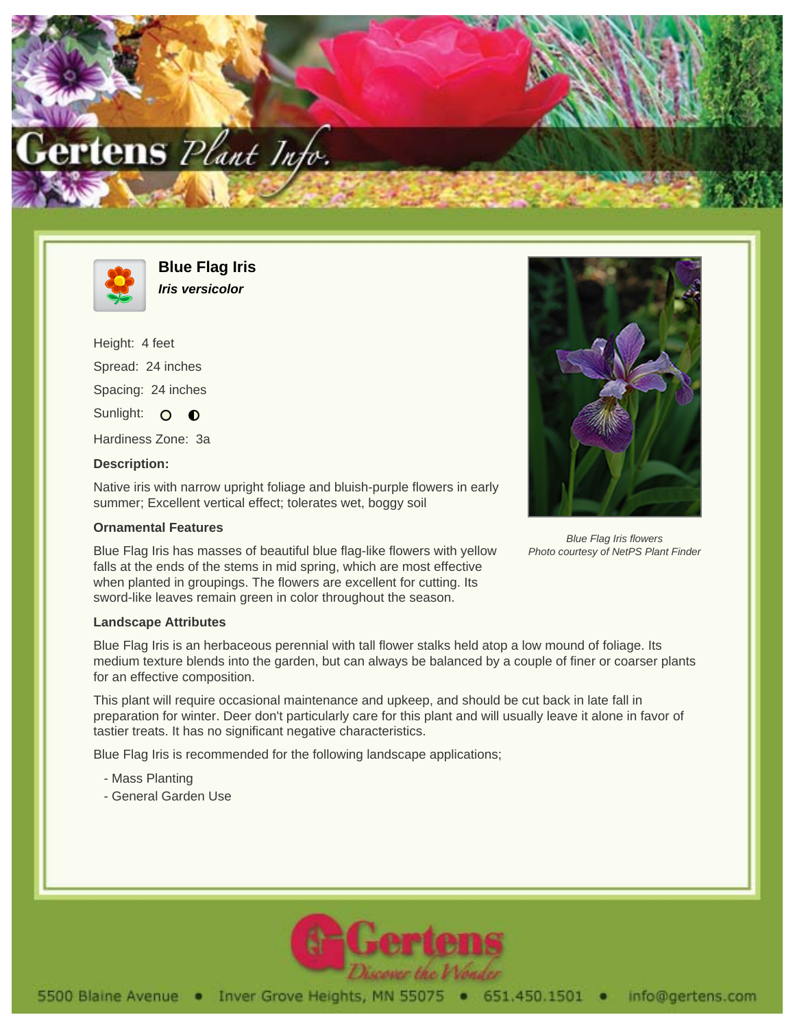# Blue Flag Iris

***Iris versicolor***

Height: 4 feet

Spread: 24 inches

Spacing: 24 inches

Sunlight: ○ ◐

Hardiness Zone: 3a

### Description:

Native iris with narrow upright foliage and bluish-purple flowers in early summer; Excellent vertical effect; tolerates wet, boggy soil

### Ornamental Features

Blue Flag Iris has masses of beautiful blue flag-like flowers with yellow falls at the ends of the stems in mid spring, which are most effective when planted in groupings. The flowers are excellent for cutting. Its sword-like leaves remain green in color throughout the season.

*Blue Flag Iris flowers*
*Photo courtesy of NetPS Plant Finder*

### Landscape Attributes

Blue Flag Iris is an herbaceous perennial with tall flower stalks held atop a low mound of foliage. Its medium texture blends into the garden, but can always be balanced by a couple of finer or coarser plants for an effective composition.

This plant will require occasional maintenance and upkeep, and should be cut back in late fall in preparation for winter. Deer don't particularly care for this plant and will usually leave it alone in favor of tastier treats. It has no significant negative characteristics.

Blue Flag Iris is recommended for the following landscape applications;

- Mass Planting
- General Garden Use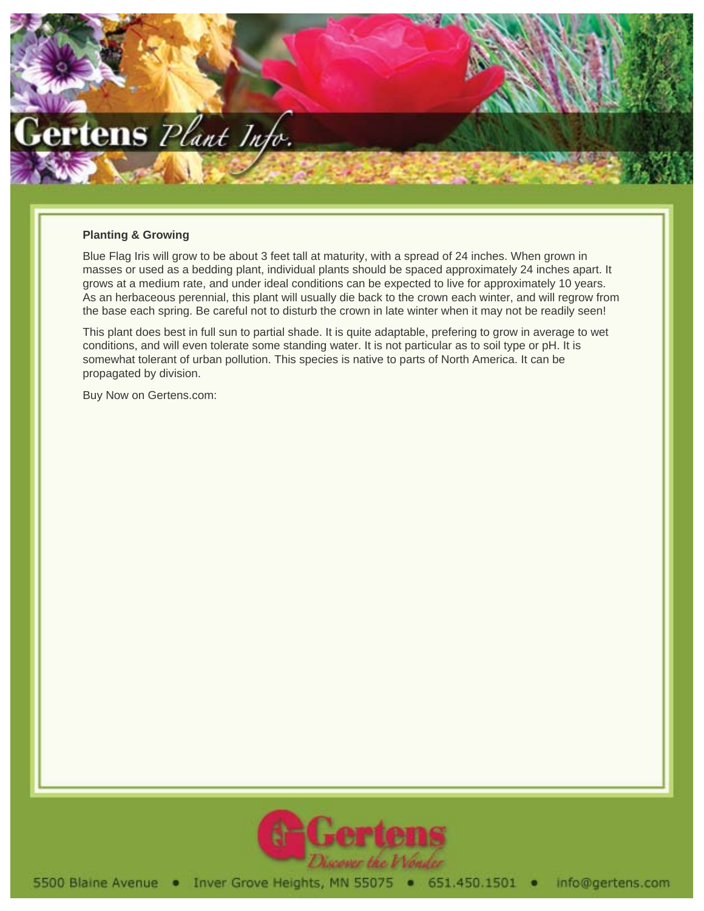### Planting & Growing

Blue Flag Iris will grow to be about 3 feet tall at maturity, with a spread of 24 inches. When grown in masses or used as a bedding plant, individual plants should be spaced approximately 24 inches apart. It grows at a medium rate, and under ideal conditions can be expected to live for approximately 10 years. As an herbaceous perennial, this plant will usually die back to the crown each winter, and will regrow from the base each spring. Be careful not to disturb the crown in late winter when it may not be readily seen!

This plant does best in full sun to partial shade. It is quite adaptable, prefering to grow in average to wet conditions, and will even tolerate some standing water. It is not particular as to soil type or pH. It is somewhat tolerant of urban pollution. This species is native to parts of North America. It can be propagated by division.

Buy Now on Gertens.com: